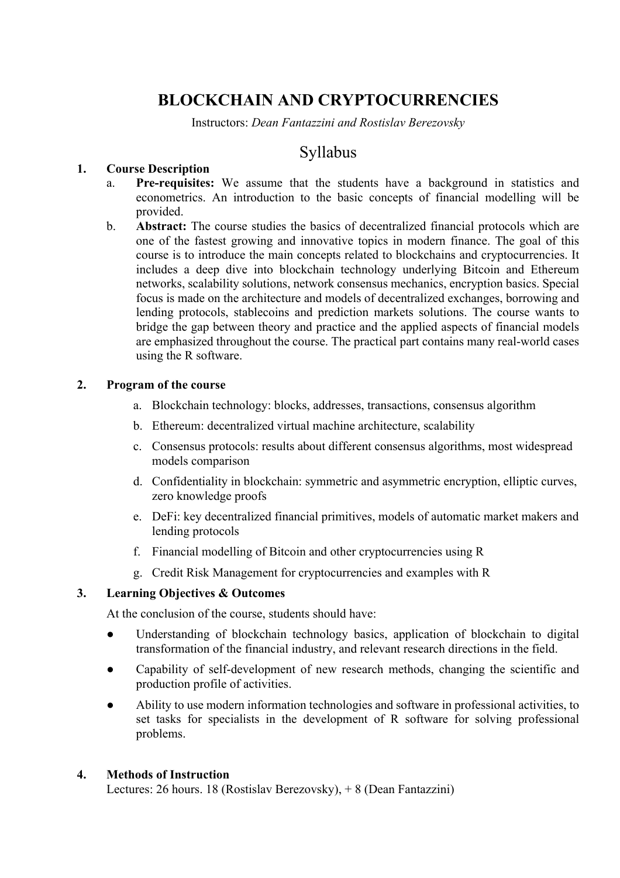# BLOCKCHAIN AND CRYPTOCURRENCIES

Instructors: *Dean Fantazzini and Rostislav Berezovsky*

## Syllabus

1. **Course Description**
   a. **Pre-requisites:** We assume that the students have a background in statistics and econometrics. An introduction to the basic concepts of financial modelling will be provided.
   b. **Abstract:** The course studies the basics of decentralized financial protocols which are one of the fastest growing and innovative topics in modern finance. The goal of this course is to introduce the main concepts related to blockchains and cryptocurrencies. It includes a deep dive into blockchain technology underlying Bitcoin and Ethereum networks, scalability solutions, network consensus mechanics, encryption basics. Special focus is made on the architecture and models of decentralized exchanges, borrowing and lending protocols, stablecoins and prediction markets solutions. The course wants to bridge the gap between theory and practice and the applied aspects of financial models are emphasized throughout the course. The practical part contains many real-world cases using the R software.

2. **Program of the course**
   a. Blockchain technology: blocks, addresses, transactions, consensus algorithm
   b. Ethereum: decentralized virtual machine architecture, scalability
   c. Consensus protocols: results about different consensus algorithms, most widespread models comparison
   d. Confidentiality in blockchain: symmetric and asymmetric encryption, elliptic curves, zero knowledge proofs
   e. DeFi: key decentralized financial primitives, models of automatic market makers and lending protocols
   f. Financial modelling of Bitcoin and other cryptocurrencies using R
   g. Credit Risk Management for cryptocurrencies and examples with R

3. **Learning Objectives & Outcomes**

   At the conclusion of the course, students should have:

   - Understanding of blockchain technology basics, application of blockchain to digital transformation of the financial industry, and relevant research directions in the field.
   - Capability of self-development of new research methods, changing the scientific and production profile of activities.
   - Ability to use modern information technologies and software in professional activities, to set tasks for specialists in the development of R software for solving professional problems.

4. **Methods of Instruction**

   Lectures: 26 hours. 18 (Rostislav Berezovsky), + 8 (Dean Fantazzini)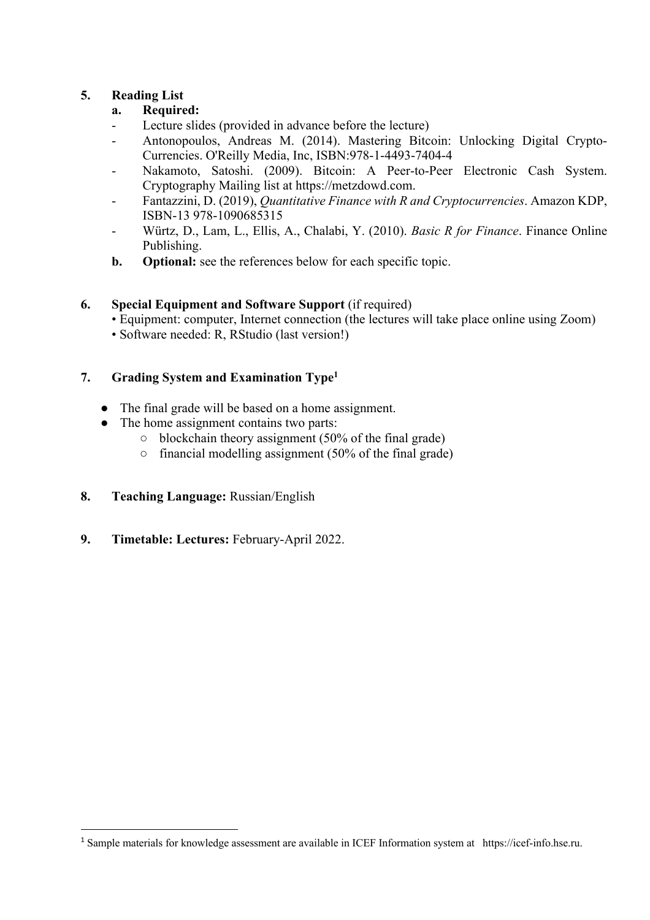## 5. Reading List

**a. Required:**

- Lecture slides (provided in advance before the lecture)
- Antonopoulos, Andreas M. (2014). Mastering Bitcoin: Unlocking Digital Crypto-Currencies. O'Reilly Media, Inc, ISBN:978-1-4493-7404-4
- Nakamoto, Satoshi. (2009). Bitcoin: A Peer-to-Peer Electronic Cash System. Cryptography Mailing list at https://metzdowd.com.
- Fantazzini, D. (2019), *Quantitative Finance with R and Cryptocurrencies*. Amazon KDP, ISBN-13 978-1090685315
- Würtz, D., Lam, L., Ellis, A., Chalabi, Y. (2010). *Basic R for Finance*. Finance Online Publishing.

**b. Optional:** see the references below for each specific topic.

## 6. Special Equipment and Software Support (if required)

• Equipment: computer, Internet connection (the lectures will take place online using Zoom)
• Software needed: R, RStudio (last version!)

## 7. Grading System and Examination Type[1]

- The final grade will be based on a home assignment.
- The home assignment contains two parts:
  - blockchain theory assignment (50% of the final grade)
  - financial modelling assignment (50% of the final grade)

## 8. Teaching Language: Russian/English

## 9. Timetable: Lectures: February-April 2022.

[1] Sample materials for knowledge assessment are available in ICEF Information system at https://icef-info.hse.ru.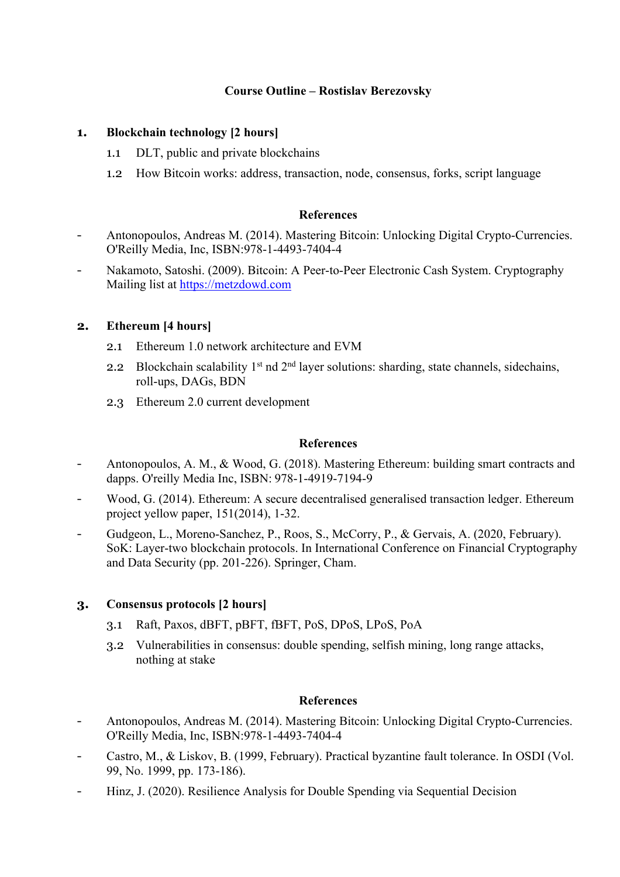**Course Outline – Rostislav Berezovsky**

1. **Blockchain technology [2 hours]**
    1.1 DLT, public and private blockchains
    1.2 How Bitcoin works: address, transaction, node, consensus, forks, script language

**References**

- Antonopoulos, Andreas M. (2014). Mastering Bitcoin: Unlocking Digital Crypto-Currencies. O'Reilly Media, Inc, ISBN:978-1-4493-7404-4
- Nakamoto, Satoshi. (2009). Bitcoin: A Peer-to-Peer Electronic Cash System. Cryptography Mailing list at https://metzdowd.com

2. **Ethereum [4 hours]**
    2.1 Ethereum 1.0 network architecture and EVM
    2.2 Blockchain scalability 1st nd 2nd layer solutions: sharding, state channels, sidechains, roll-ups, DAGs, BDN
    2.3 Ethereum 2.0 current development

**References**

- Antonopoulos, A. M., & Wood, G. (2018). Mastering Ethereum: building smart contracts and dapps. O'reilly Media Inc, ISBN: 978-1-4919-7194-9
- Wood, G. (2014). Ethereum: A secure decentralised generalised transaction ledger. Ethereum project yellow paper, 151(2014), 1-32.
- Gudgeon, L., Moreno-Sanchez, P., Roos, S., McCorry, P., & Gervais, A. (2020, February). SoK: Layer-two blockchain protocols. In International Conference on Financial Cryptography and Data Security (pp. 201-226). Springer, Cham.

3. **Consensus protocols [2 hours]**
    3.1 Raft, Paxos, dBFT, pBFT, fBFT, PoS, DPoS, LPoS, PoA
    3.2 Vulnerabilities in consensus: double spending, selfish mining, long range attacks, nothing at stake

**References**

- Antonopoulos, Andreas M. (2014). Mastering Bitcoin: Unlocking Digital Crypto-Currencies. O'Reilly Media, Inc, ISBN:978-1-4493-7404-4
- Castro, M., & Liskov, B. (1999, February). Practical byzantine fault tolerance. In OSDI (Vol. 99, No. 1999, pp. 173-186).
- Hinz, J. (2020). Resilience Analysis for Double Spending via Sequential Decision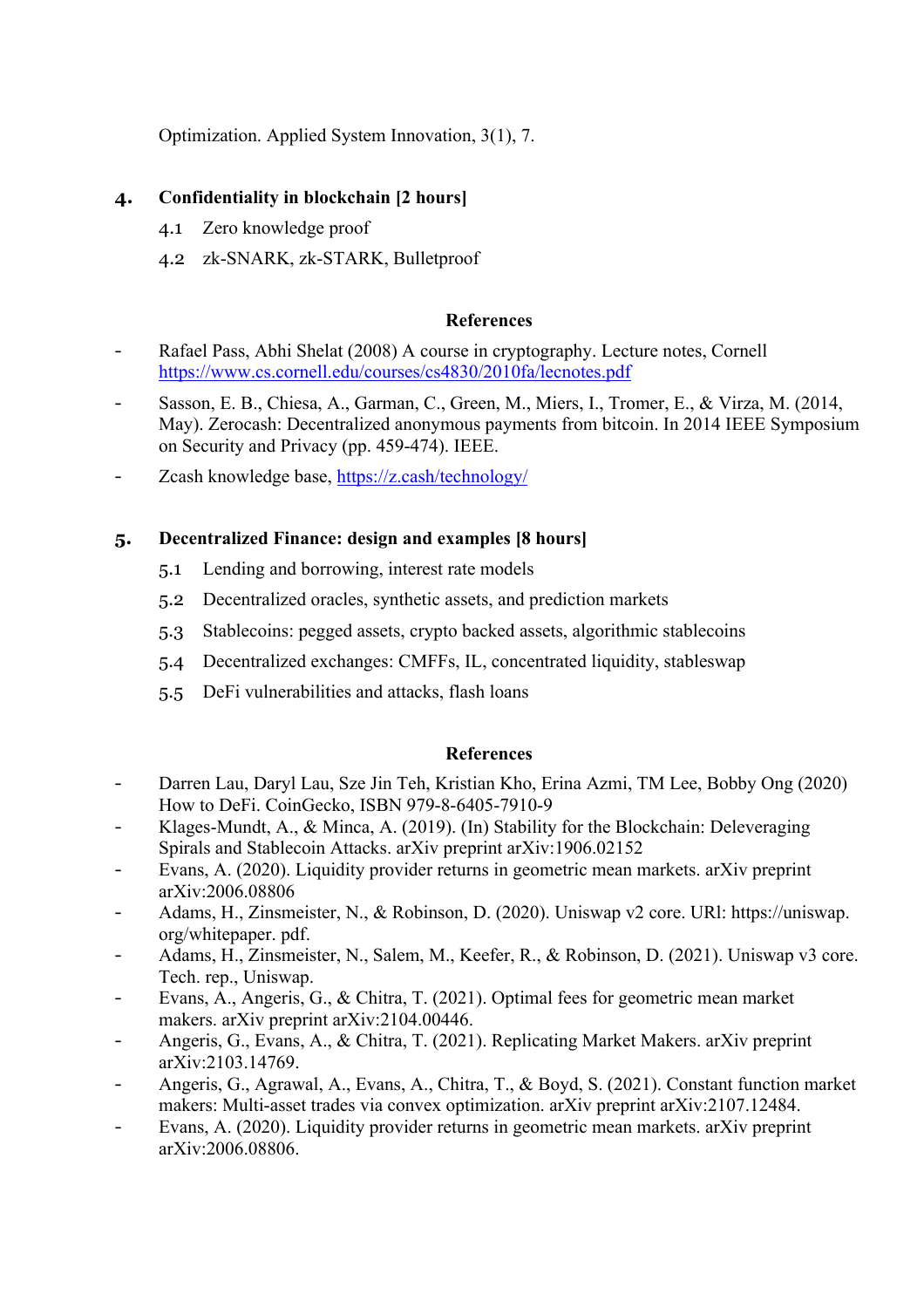Optimization. Applied System Innovation, 3(1), 7.

## 4. Confidentiality in blockchain [2 hours]

4.1 Zero knowledge proof

4.2 zk-SNARK, zk-STARK, Bulletproof

**References**

- Rafael Pass, Abhi Shelat (2008) A course in cryptography. Lecture notes, Cornell https://www.cs.cornell.edu/courses/cs4830/2010fa/lecnotes.pdf
- Sasson, E. B., Chiesa, A., Garman, C., Green, M., Miers, I., Tromer, E., & Virza, M. (2014, May). Zerocash: Decentralized anonymous payments from bitcoin. In 2014 IEEE Symposium on Security and Privacy (pp. 459-474). IEEE.
- Zcash knowledge base, https://z.cash/technology/

## 5. Decentralized Finance: design and examples [8 hours]

5.1 Lending and borrowing, interest rate models

5.2 Decentralized oracles, synthetic assets, and prediction markets

5.3 Stablecoins: pegged assets, crypto backed assets, algorithmic stablecoins

5.4 Decentralized exchanges: CMFFs, IL, concentrated liquidity, stableswap

5.5 DeFi vulnerabilities and attacks, flash loans

**References**

- Darren Lau, Daryl Lau, Sze Jin Teh, Kristian Kho, Erina Azmi, TM Lee, Bobby Ong (2020) How to DeFi. CoinGecko, ISBN 979-8-6405-7910-9
- Klages-Mundt, A., & Minca, A. (2019). (In) Stability for the Blockchain: Deleveraging Spirals and Stablecoin Attacks. arXiv preprint arXiv:1906.02152
- Evans, A. (2020). Liquidity provider returns in geometric mean markets. arXiv preprint arXiv:2006.08806
- Adams, H., Zinsmeister, N., & Robinson, D. (2020). Uniswap v2 core. URl: https://uniswap.org/whitepaper.pdf.
- Adams, H., Zinsmeister, N., Salem, M., Keefer, R., & Robinson, D. (2021). Uniswap v3 core. Tech. rep., Uniswap.
- Evans, A., Angeris, G., & Chitra, T. (2021). Optimal fees for geometric mean market makers. arXiv preprint arXiv:2104.00446.
- Angeris, G., Evans, A., & Chitra, T. (2021). Replicating Market Makers. arXiv preprint arXiv:2103.14769.
- Angeris, G., Agrawal, A., Evans, A., Chitra, T., & Boyd, S. (2021). Constant function market makers: Multi-asset trades via convex optimization. arXiv preprint arXiv:2107.12484.
- Evans, A. (2020). Liquidity provider returns in geometric mean markets. arXiv preprint arXiv:2006.08806.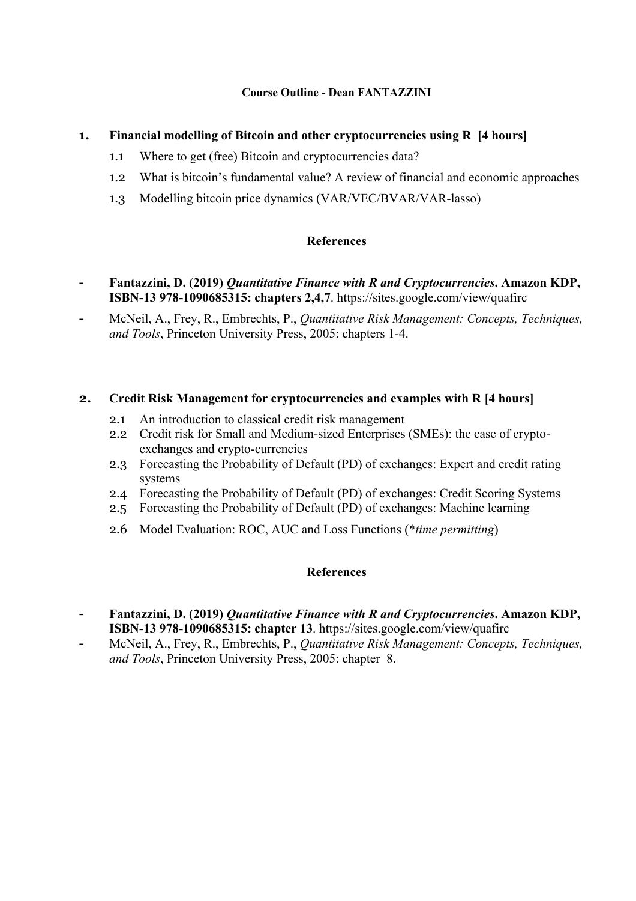**Course Outline - Dean FANTAZZINI**

## 1. Financial modelling of Bitcoin and other cryptocurrencies using R [4 hours]

- 1.1 Where to get (free) Bitcoin and cryptocurrencies data?
- 1.2 What is bitcoin's fundamental value? A review of financial and economic approaches
- 1.3 Modelling bitcoin price dynamics (VAR/VEC/BVAR/VAR-lasso)

### References

- **Fantazzini, D. (2019)** ***Quantitative Finance with R and Cryptocurrencies*****. Amazon KDP, ISBN-13 978-1090685315: chapters 2,4,7**. https://sites.google.com/view/quafirc
- McNeil, A., Frey, R., Embrechts, P., *Quantitative Risk Management: Concepts, Techniques, and Tools*, Princeton University Press, 2005: chapters 1-4.

## 2. Credit Risk Management for cryptocurrencies and examples with R [4 hours]

- 2.1 An introduction to classical credit risk management
- 2.2 Credit risk for Small and Medium-sized Enterprises (SMEs): the case of crypto-exchanges and crypto-currencies
- 2.3 Forecasting the Probability of Default (PD) of exchanges: Expert and credit rating systems
- 2.4 Forecasting the Probability of Default (PD) of exchanges: Credit Scoring Systems
- 2.5 Forecasting the Probability of Default (PD) of exchanges: Machine learning
- 2.6 Model Evaluation: ROC, AUC and Loss Functions (\**time permitting*)

### References

- **Fantazzini, D. (2019)** ***Quantitative Finance with R and Cryptocurrencies*****. Amazon KDP, ISBN-13 978-1090685315: chapter 13**. https://sites.google.com/view/quafirc
- McNeil, A., Frey, R., Embrechts, P., *Quantitative Risk Management: Concepts, Techniques, and Tools*, Princeton University Press, 2005: chapter 8.